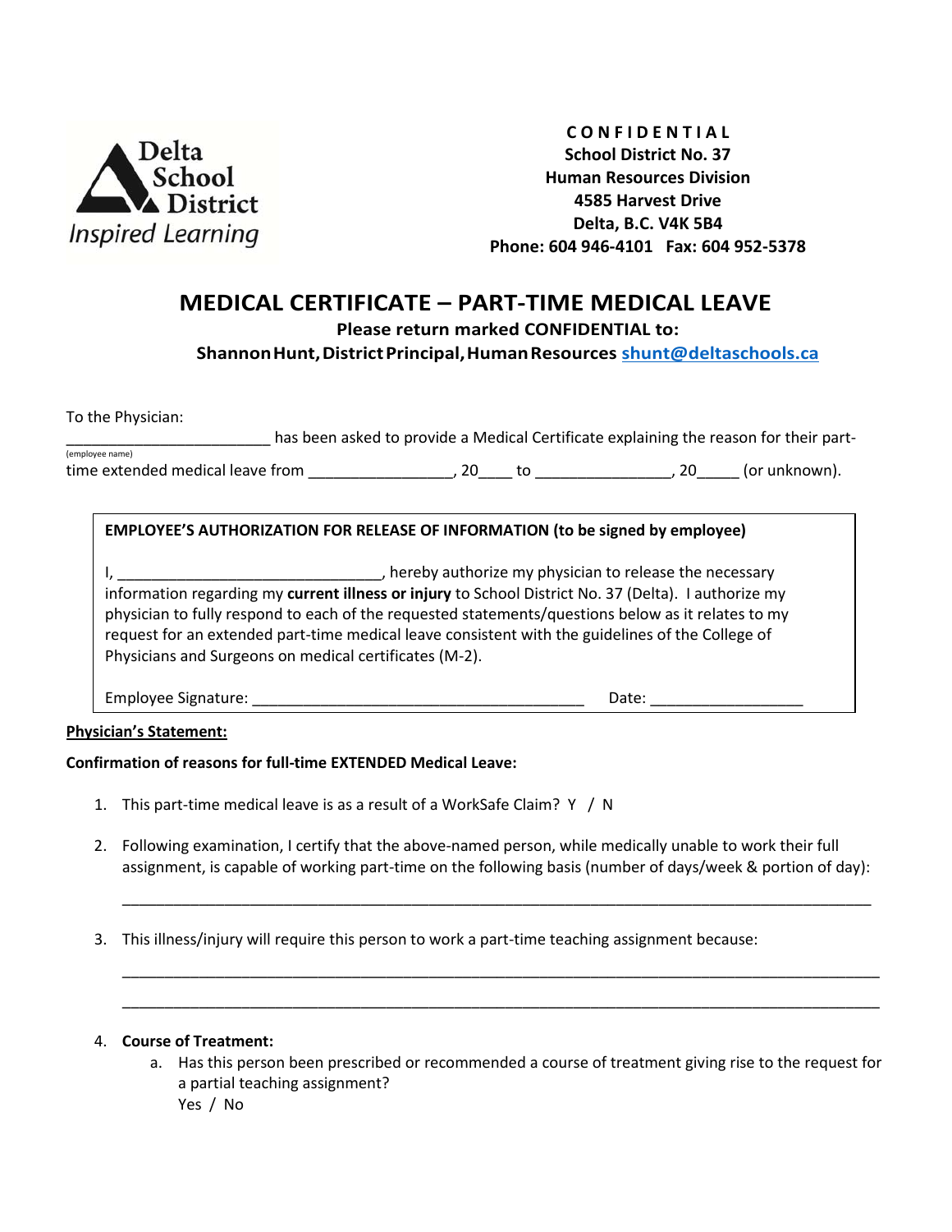Delta School District
*Inspired Learning*

**CONFIDENTIAL**
**School District No. 37**
**Human Resources Division**
**4585 Harvest Drive**
**Delta, B.C. V4K 5B4**
**Phone: 604 946-4101 Fax: 604 952-5378**

# MEDICAL CERTIFICATE – PART-TIME MEDICAL LEAVE

**Please return marked CONFIDENTIAL to:**
**Shannon Hunt, District Principal, Human Resources [shunt@deltaschools.ca](mailto:shunt@deltaschools.ca)**

To the Physician:

________________________ has been asked to provide a Medical Certificate explaining the reason for their part-
(employee name)
time extended medical leave from ________________, 20____ to _______________, 20_____ (or unknown).

**EMPLOYEE'S AUTHORIZATION FOR RELEASE OF INFORMATION (to be signed by employee)**

I, ______________________________, hereby authorize my physician to release the necessary information regarding my **current illness or injury** to School District No. 37 (Delta). I authorize my physician to fully respond to each of the requested statements/questions below as it relates to my request for an extended part-time medical leave consistent with the guidelines of the College of Physicians and Surgeons on medical certificates (M-2).

Employee Signature: ______________________________________ Date: _________________

**Physician's Statement:**

**Confirmation of reasons for full-time EXTENDED Medical Leave:**

1. This part-time medical leave is as a result of a WorkSafe Claim? Y / N

2. Following examination, I certify that the above-named person, while medically unable to work their full assignment, is capable of working part-time on the following basis (number of days/week & portion of day):

   ___________________________________________________________________________________

3. This illness/injury will require this person to work a part-time teaching assignment because:

   ___________________________________________________________________________________

   ___________________________________________________________________________________

4. **Course of Treatment:**
   a. Has this person been prescribed or recommended a course of treatment giving rise to the request for a partial teaching assignment?
      Yes / No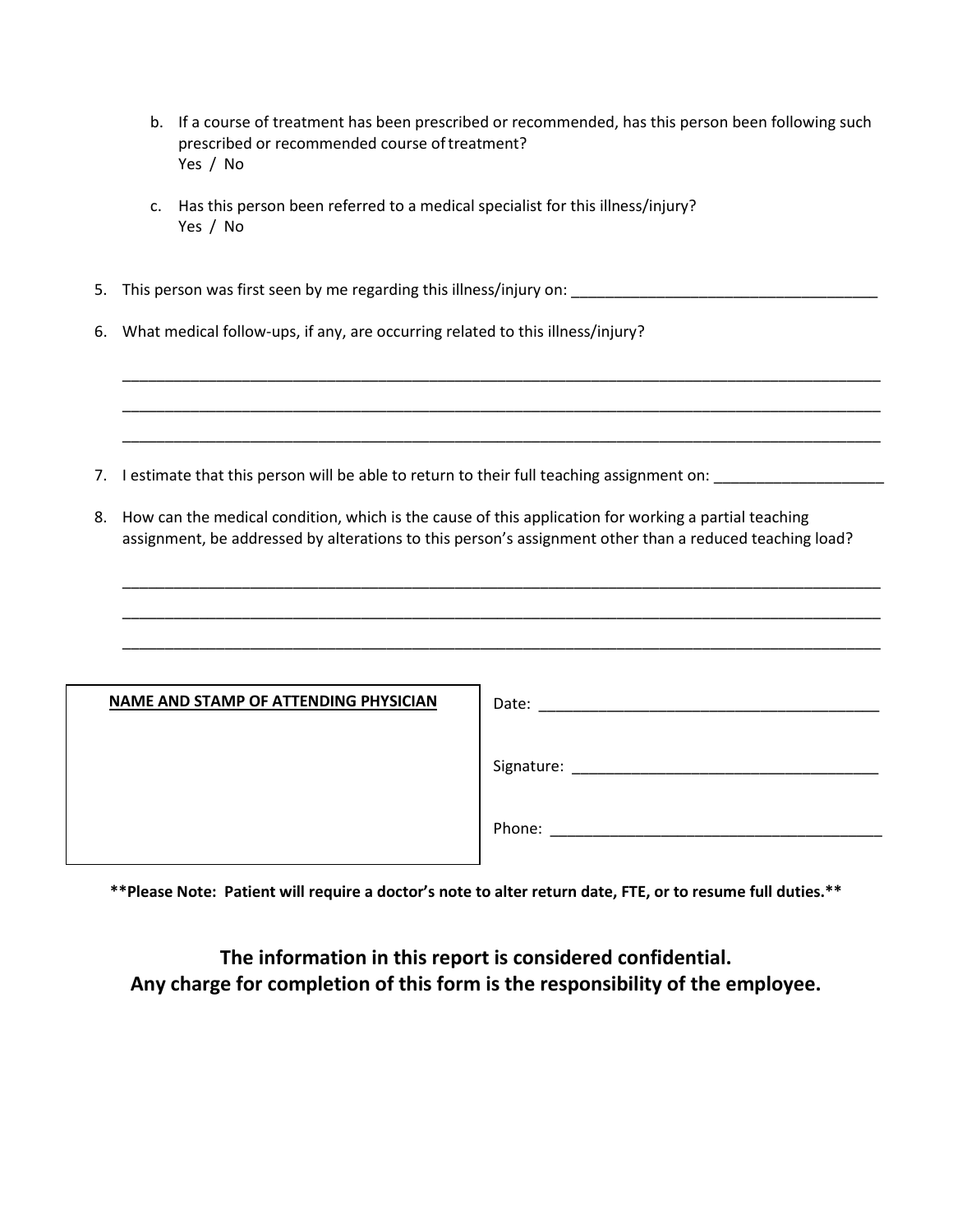b. If a course of treatment has been prescribed or recommended, has this person been following such prescribed or recommended course of treatment?
   Yes / No

c. Has this person been referred to a medical specialist for this illness/injury?
   Yes / No

5. This person was first seen by me regarding this illness/injury on: ____________________________________

6. What medical follow-ups, if any, are occurring related to this illness/injury?

   ______________________________________________________________________________________________

   ______________________________________________________________________________________________

   ______________________________________________________________________________________________

7. I estimate that this person will be able to return to their full teaching assignment on: ____________________

8. How can the medical condition, which is the cause of this application for working a partial teaching assignment, be addressed by alterations to this person's assignment other than a reduced teaching load?

   ______________________________________________________________________________________________

   ______________________________________________________________________________________________

   ______________________________________________________________________________________________

| NAME AND STAMP OF ATTENDING PHYSICIAN | |
|---|---|
| | Date: __________________________________________ |
| | Signature: ____________________________________ |
| | Phone: ________________________________________ |

**Please Note: Patient will require a doctor's note to alter return date, FTE, or to resume full duties.**

**The information in this report is considered confidential.**
**Any charge for completion of this form is the responsibility of the employee.**